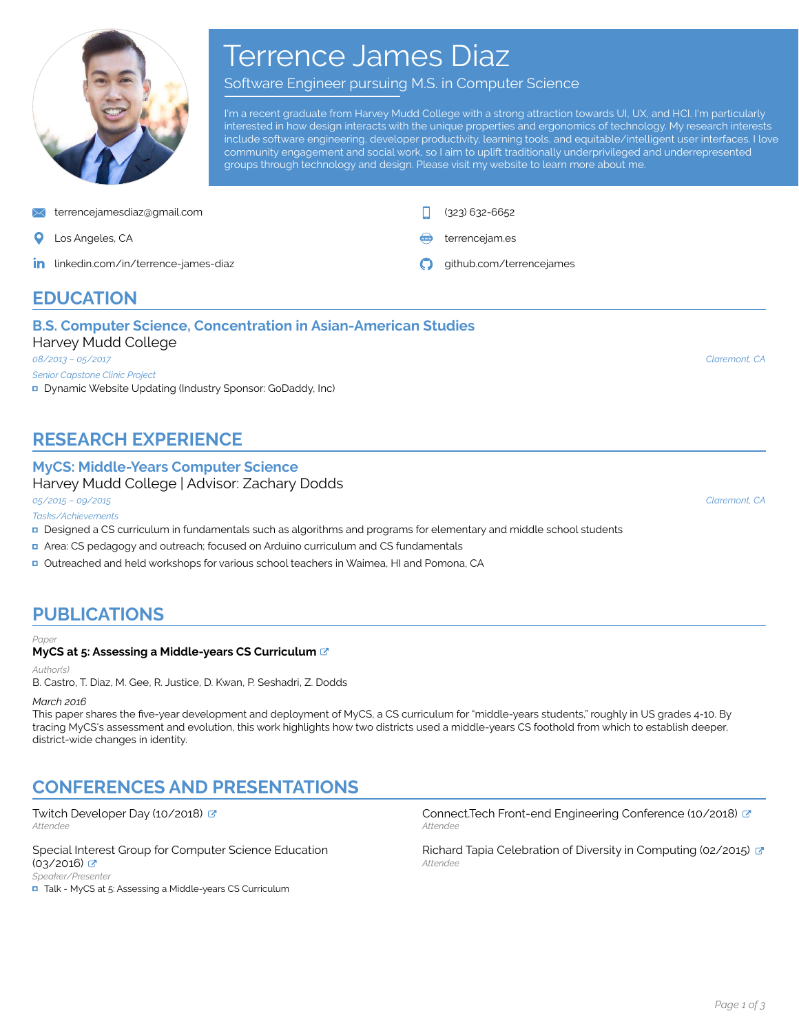# Terrence James Diaz

Software Engineer pursuing M.S. in Computer Science

I'm a recent graduate from Harvey Mudd College with a strong attraction towards UI, UX, and HCI. I'm particularly interested in how design interacts with the unique properties and ergonomics of technology. My research interests include software engineering, developer productivity, learning tools, and equitable/intelligent user interfaces. I love community engagement and social work, so I aim to uplift traditionally underprivileged and underrepresented groups through technology and design. Please visit my website to learn more about me.

- terrencejamesdiaz@gmail.com
- (323) 632-6652
- Los Angeles, CA
- terrencejam.es
- linkedin.com/in/terrence-james-diaz
- github.com/terrencejames

## EDUCATION

### B.S. Computer Science, Concentration in Asian-American Studies

Harvey Mudd College

*08/2013 – 05/2017* — *Claremont, CA*

*Senior Capstone Clinic Project*

- Dynamic Website Updating (Industry Sponsor: GoDaddy, Inc)

## RESEARCH EXPERIENCE

### MyCS: Middle-Years Computer Science

Harvey Mudd College | Advisor: Zachary Dodds

*05/2015 – 09/2015* — *Claremont, CA*

*Tasks/Achievements*

- Designed a CS curriculum in fundamentals such as algorithms and programs for elementary and middle school students
- Area: CS pedagogy and outreach; focused on Arduino curriculum and CS fundamentals
- Outreached and held workshops for various school teachers in Waimea, HI and Pomona, CA

## PUBLICATIONS

*Paper*

**MyCS at 5: Assessing a Middle-years CS Curriculum**

*Author(s)*

B. Castro, T. Diaz, M. Gee, R. Justice, D. Kwan, P. Seshadri, Z. Dodds

*March 2016*

This paper shares the five-year development and deployment of MyCS, a CS curriculum for "middle-years students," roughly in US grades 4-10. By tracing MyCS's assessment and evolution, this work highlights how two districts used a middle-years CS foothold from which to establish deeper, district-wide changes in identity.

## CONFERENCES AND PRESENTATIONS

Twitch Developer Day (10/2018)
*Attendee*

Connect.Tech Front-end Engineering Conference (10/2018)
*Attendee*

Special Interest Group for Computer Science Education (03/2016)
*Speaker/Presenter*

- Talk - MyCS at 5: Assessing a Middle-years CS Curriculum

Richard Tapia Celebration of Diversity in Computing (02/2015)
*Attendee*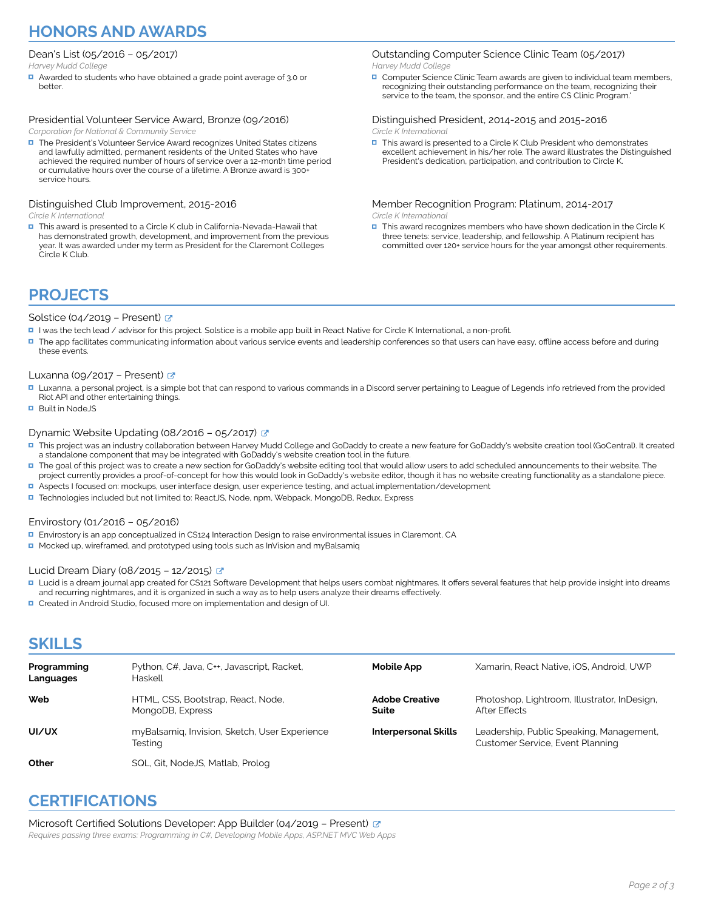## HONORS AND AWARDS

### Dean's List (05/2016 – 05/2017)
*Harvey Mudd College*

- Awarded to students who have obtained a grade point average of 3.0 or better.

### Presidential Volunteer Service Award, Bronze (09/2016)
*Corporation for National & Community Service*

- The President's Volunteer Service Award recognizes United States citizens and lawfully admitted, permanent residents of the United States who have achieved the required number of hours of service over a 12-month time period or cumulative hours over the course of a lifetime. A Bronze award is 300+ service hours.

### Distinguished Club Improvement, 2015-2016
*Circle K International*

- This award is presented to a Circle K club in California-Nevada-Hawaii that has demonstrated growth, development, and improvement from the previous year. It was awarded under my term as President for the Claremont Colleges Circle K Club.

### Outstanding Computer Science Clinic Team (05/2017)
*Harvey Mudd College*

- Computer Science Clinic Team awards are given to individual team members, recognizing their outstanding performance on the team, recognizing their service to the team, the sponsor, and the entire CS Clinic Program.'

### Distinguished President, 2014-2015 and 2015-2016
*Circle K International*

- This award is presented to a Circle K Club President who demonstrates excellent achievement in his/her role. The award illustrates the Distinguished President's dedication, participation, and contribution to Circle K.

### Member Recognition Program: Platinum, 2014-2017
*Circle K International*

- This award recognizes members who have shown dedication in the Circle K three tenets: service, leadership, and fellowship. A Platinum recipient has committed over 120+ service hours for the year amongst other requirements.

## PROJECTS

### Solstice (04/2019 – Present)

- I was the tech lead / advisor for this project. Solstice is a mobile app built in React Native for Circle K International, a non-profit.
- The app facilitates communicating information about various service events and leadership conferences so that users can have easy, offline access before and during these events.

### Luxanna (09/2017 – Present)

- Luxanna, a personal project, is a simple bot that can respond to various commands in a Discord server pertaining to League of Legends info retrieved from the provided Riot API and other entertaining things.
- Built in NodeJS

### Dynamic Website Updating (08/2016 – 05/2017)

- This project was an industry collaboration between Harvey Mudd College and GoDaddy to create a new feature for GoDaddy's website creation tool (GoCentral). It created a standalone component that may be integrated with GoDaddy's website creation tool in the future.
- The goal of this project was to create a new section for GoDaddy's website editing tool that would allow users to add scheduled announcements to their website. The project currently provides a proof-of-concept for how this would look in GoDaddy's website editor, though it has no website creating functionality as a standalone piece.
- Aspects I focused on: mockups, user interface design, user experience testing, and actual implementation/development
- Technologies included but not limited to: ReactJS, Node, npm, Webpack, MongoDB, Redux, Express

### Envirostory (01/2016 – 05/2016)

- Envirostory is an app conceptualized in CS124 Interaction Design to raise environmental issues in Claremont, CA
- Mocked up, wireframed, and prototyped using tools such as InVision and myBalsamiq

### Lucid Dream Diary (08/2015 – 12/2015)

- Lucid is a dream journal app created for CS121 Software Development that helps users combat nightmares. It offers several features that help provide insight into dreams and recurring nightmares, and it is organized in such a way as to help users analyze their dreams effectively.
- Created in Android Studio, focused more on implementation and design of UI.

## SKILLS

| | | | |
|---|---|---|---|
| **Programming Languages** | Python, C#, Java, C++, Javascript, Racket, Haskell | **Mobile App** | Xamarin, React Native, iOS, Android, UWP |
| **Web** | HTML, CSS, Bootstrap, React, Node, MongoDB, Express | **Adobe Creative Suite** | Photoshop, Lightroom, Illustrator, InDesign, After Effects |
| **UI/UX** | myBalsamiq, Invision, Sketch, User Experience Testing | **Interpersonal Skills** | Leadership, Public Speaking, Management, Customer Service, Event Planning |
| **Other** | SQL, Git, NodeJS, Matlab, Prolog | | |

## CERTIFICATIONS

### Microsoft Certified Solutions Developer: App Builder (04/2019 – Present)
*Requires passing three exams: Programming in C#, Developing Mobile Apps, ASP.NET MVC Web Apps*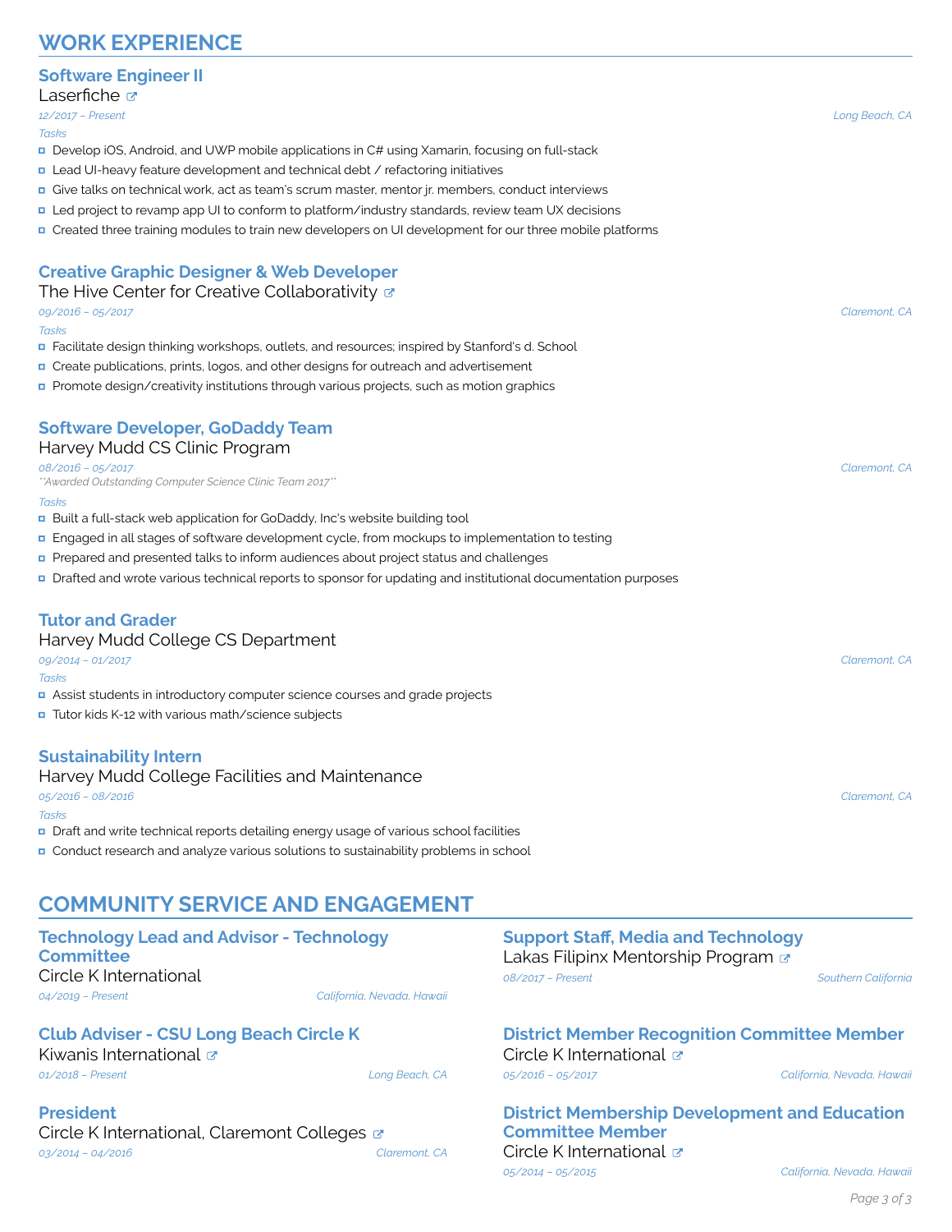## WORK EXPERIENCE

### Software Engineer II
Laserfiche

*12/2017 – Present* — *Long Beach, CA*

*Tasks*

- Develop iOS, Android, and UWP mobile applications in C# using Xamarin, focusing on full-stack
- Lead UI-heavy feature development and technical debt / refactoring initiatives
- Give talks on technical work, act as team's scrum master, mentor jr. members, conduct interviews
- Led project to revamp app UI to conform to platform/industry standards, review team UX decisions
- Created three training modules to train new developers on UI development for our three mobile platforms

### Creative Graphic Designer & Web Developer
The Hive Center for Creative Collaborativity

*09/2016 – 05/2017* — *Claremont, CA*

*Tasks*

- Facilitate design thinking workshops, outlets, and resources; inspired by Stanford's d. School
- Create publications, prints, logos, and other designs for outreach and advertisement
- Promote design/creativity institutions through various projects, such as motion graphics

### Software Developer, GoDaddy Team
Harvey Mudd CS Clinic Program

*08/2016 – 05/2017* — *Claremont, CA*

*\*\*Awarded Outstanding Computer Science Clinic Team 2017\*\**

*Tasks*

- Built a full-stack web application for GoDaddy, Inc's website building tool
- Engaged in all stages of software development cycle, from mockups to implementation to testing
- Prepared and presented talks to inform audiences about project status and challenges
- Drafted and wrote various technical reports to sponsor for updating and institutional documentation purposes

### Tutor and Grader
Harvey Mudd College CS Department

*09/2014 – 01/2017* — *Claremont, CA*

*Tasks*

- Assist students in introductory computer science courses and grade projects
- Tutor kids K-12 with various math/science subjects

### Sustainability Intern
Harvey Mudd College Facilities and Maintenance

*05/2016 – 08/2016* — *Claremont, CA*

*Tasks*

- Draft and write technical reports detailing energy usage of various school facilities
- Conduct research and analyze various solutions to sustainability problems in school

## COMMUNITY SERVICE AND ENGAGEMENT

### Technology Lead and Advisor - Technology Committee
Circle K International

*04/2019 – Present* — *California, Nevada, Hawaii*

### Club Adviser - CSU Long Beach Circle K
Kiwanis International

*01/2018 – Present* — *Long Beach, CA*

### President
Circle K International, Claremont Colleges

*03/2014 – 04/2016* — *Claremont, CA*

### Support Staff, Media and Technology
Lakas Filipinx Mentorship Program

*08/2017 – Present* — *Southern California*

### District Member Recognition Committee Member
Circle K International

*05/2016 – 05/2017* — *California, Nevada, Hawaii*

### District Membership Development and Education Committee Member
Circle K International

*05/2014 – 05/2015* — *California, Nevada, Hawaii*